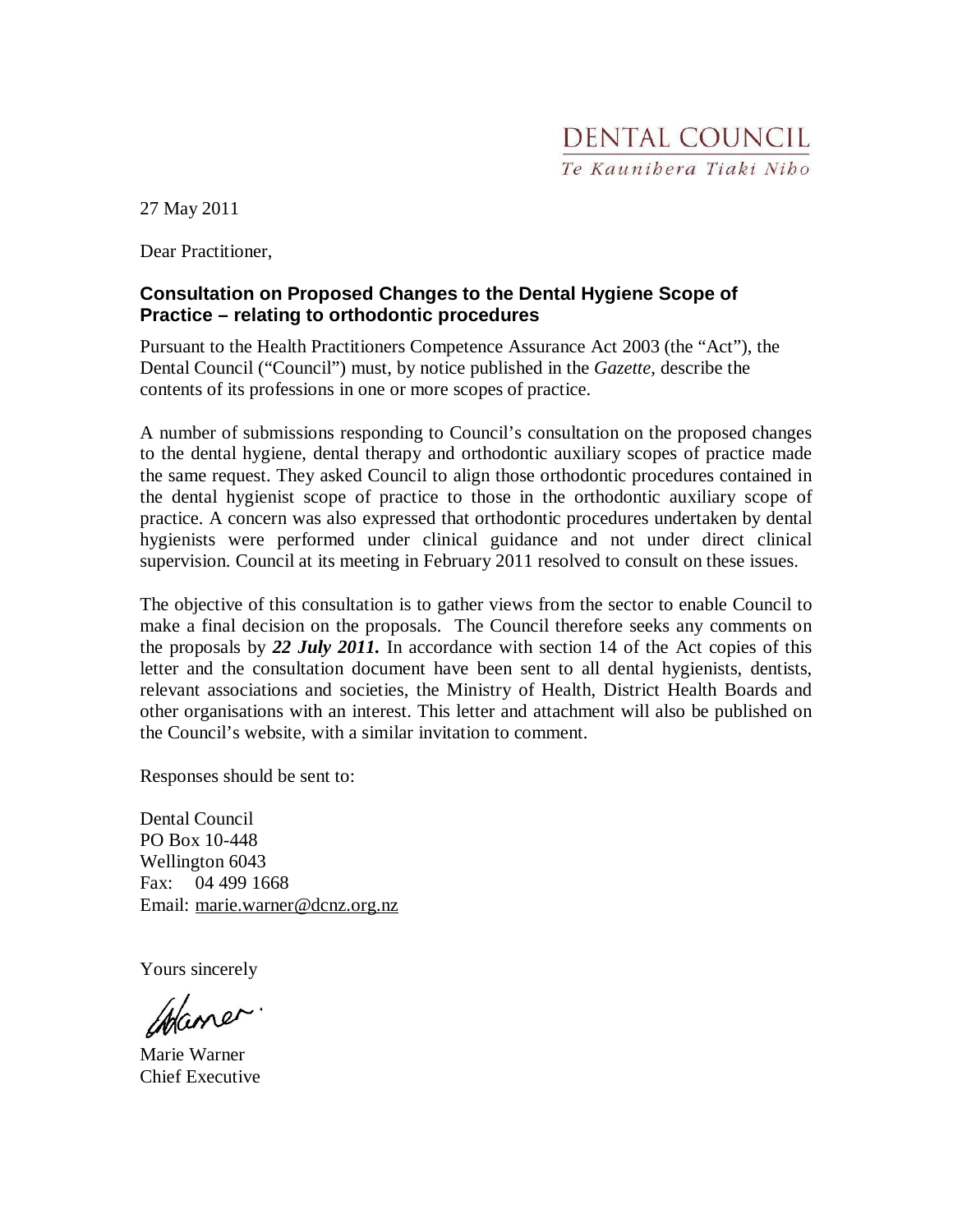DENTAL COUNCIL

*Te Kaunihera Tiaki Niho*

27 May 2011

Dear Practitioner,

## Consultation on Proposed Changes to the Dental Hygiene Scope of Practice – relating to orthodontic procedures

Pursuant to the Health Practitioners Competence Assurance Act 2003 (the "Act"), the Dental Council ("Council") must, by notice published in the *Gazette*, describe the contents of its professions in one or more scopes of practice.

A number of submissions responding to Council's consultation on the proposed changes to the dental hygiene, dental therapy and orthodontic auxiliary scopes of practice made the same request. They asked Council to align those orthodontic procedures contained in the dental hygienist scope of practice to those in the orthodontic auxiliary scope of practice. A concern was also expressed that orthodontic procedures undertaken by dental hygienists were performed under clinical guidance and not under direct clinical supervision. Council at its meeting in February 2011 resolved to consult on these issues.

The objective of this consultation is to gather views from the sector to enable Council to make a final decision on the proposals. The Council therefore seeks any comments on the proposals by ***22 July 2011.*** In accordance with section 14 of the Act copies of this letter and the consultation document have been sent to all dental hygienists, dentists, relevant associations and societies, the Ministry of Health, District Health Boards and other organisations with an interest. This letter and attachment will also be published on the Council's website, with a similar invitation to comment.

Responses should be sent to:

Dental Council
PO Box 10-448
Wellington 6043
Fax: 04 499 1668
Email: marie.warner@dcnz.org.nz

Yours sincerely

Marie Warner
Chief Executive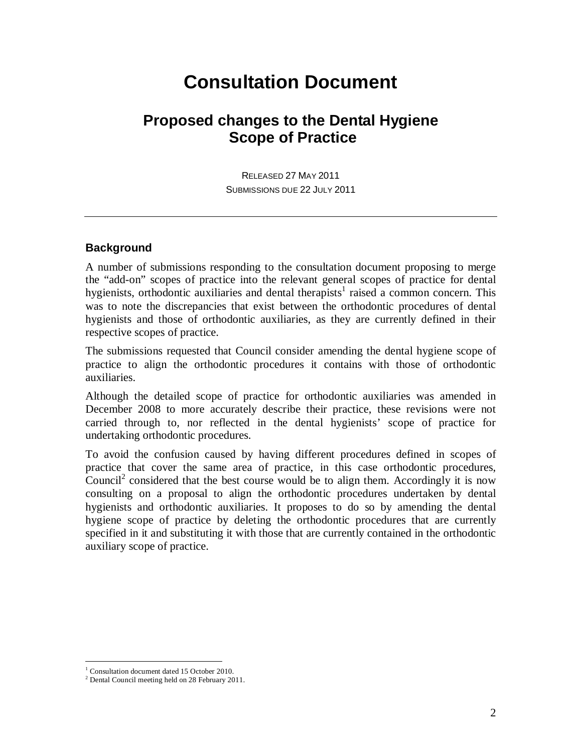# Consultation Document

## Proposed changes to the Dental Hygiene Scope of Practice

RELEASED 27 MAY 2011
SUBMISSIONS DUE 22 JULY 2011

---

### Background

A number of submissions responding to the consultation document proposing to merge the "add-on" scopes of practice into the relevant general scopes of practice for dental hygienists, orthodontic auxiliaries and dental therapists[1] raised a common concern. This was to note the discrepancies that exist between the orthodontic procedures of dental hygienists and those of orthodontic auxiliaries, as they are currently defined in their respective scopes of practice.

The submissions requested that Council consider amending the dental hygiene scope of practice to align the orthodontic procedures it contains with those of orthodontic auxiliaries.

Although the detailed scope of practice for orthodontic auxiliaries was amended in December 2008 to more accurately describe their practice, these revisions were not carried through to, nor reflected in the dental hygienists' scope of practice for undertaking orthodontic procedures.

To avoid the confusion caused by having different procedures defined in scopes of practice that cover the same area of practice, in this case orthodontic procedures, Council[2] considered that the best course would be to align them. Accordingly it is now consulting on a proposal to align the orthodontic procedures undertaken by dental hygienists and orthodontic auxiliaries. It proposes to do so by amending the dental hygiene scope of practice by deleting the orthodontic procedures that are currently specified in it and substituting it with those that are currently contained in the orthodontic auxiliary scope of practice.

---

[1] Consultation document dated 15 October 2010.
[2] Dental Council meeting held on 28 February 2011.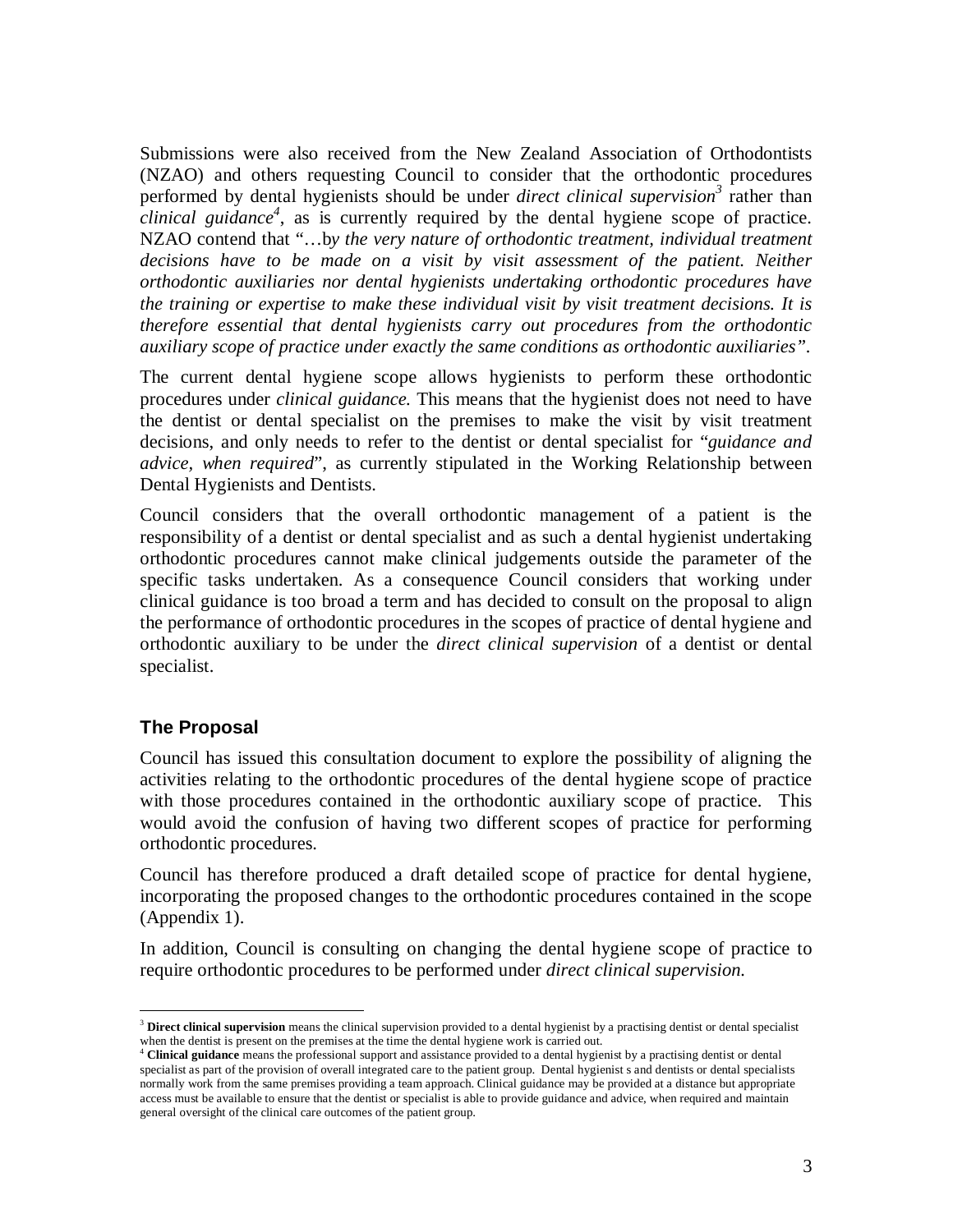Submissions were also received from the New Zealand Association of Orthodontists (NZAO) and others requesting Council to consider that the orthodontic procedures performed by dental hygienists should be under *direct clinical supervision*[3] rather than *clinical guidance*[4], as is currently required by the dental hygiene scope of practice. NZAO contend that "…b*y the very nature of orthodontic treatment, individual treatment decisions have to be made on a visit by visit assessment of the patient. Neither orthodontic auxiliaries nor dental hygienists undertaking orthodontic procedures have the training or expertise to make these individual visit by visit treatment decisions. It is therefore essential that dental hygienists carry out procedures from the orthodontic auxiliary scope of practice under exactly the same conditions as orthodontic auxiliaries"*.

The current dental hygiene scope allows hygienists to perform these orthodontic procedures under *clinical guidance.* This means that the hygienist does not need to have the dentist or dental specialist on the premises to make the visit by visit treatment decisions, and only needs to refer to the dentist or dental specialist for "*guidance and advice, when required*", as currently stipulated in the Working Relationship between Dental Hygienists and Dentists.

Council considers that the overall orthodontic management of a patient is the responsibility of a dentist or dental specialist and as such a dental hygienist undertaking orthodontic procedures cannot make clinical judgements outside the parameter of the specific tasks undertaken. As a consequence Council considers that working under clinical guidance is too broad a term and has decided to consult on the proposal to align the performance of orthodontic procedures in the scopes of practice of dental hygiene and orthodontic auxiliary to be under the *direct clinical supervision* of a dentist or dental specialist.

## The Proposal

Council has issued this consultation document to explore the possibility of aligning the activities relating to the orthodontic procedures of the dental hygiene scope of practice with those procedures contained in the orthodontic auxiliary scope of practice. This would avoid the confusion of having two different scopes of practice for performing orthodontic procedures.

Council has therefore produced a draft detailed scope of practice for dental hygiene, incorporating the proposed changes to the orthodontic procedures contained in the scope (Appendix 1).

In addition, Council is consulting on changing the dental hygiene scope of practice to require orthodontic procedures to be performed under *direct clinical supervision.*

---

[3] **Direct clinical supervision** means the clinical supervision provided to a dental hygienist by a practising dentist or dental specialist when the dentist is present on the premises at the time the dental hygiene work is carried out.

[4] **Clinical guidance** means the professional support and assistance provided to a dental hygienist by a practising dentist or dental specialist as part of the provision of overall integrated care to the patient group. Dental hygienist s and dentists or dental specialists normally work from the same premises providing a team approach. Clinical guidance may be provided at a distance but appropriate access must be available to ensure that the dentist or specialist is able to provide guidance and advice, when required and maintain general oversight of the clinical care outcomes of the patient group.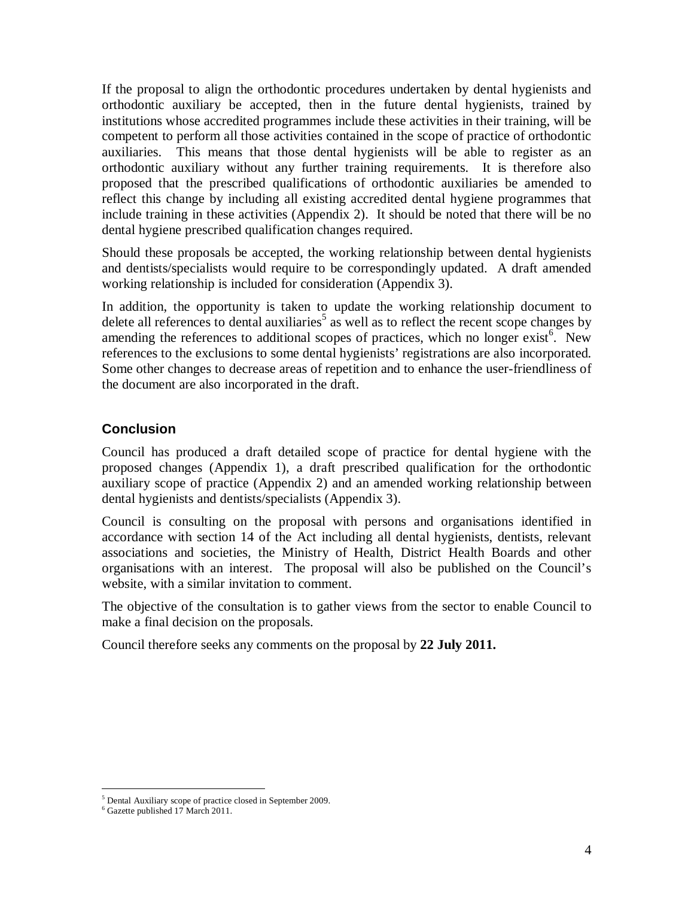If the proposal to align the orthodontic procedures undertaken by dental hygienists and orthodontic auxiliary be accepted, then in the future dental hygienists, trained by institutions whose accredited programmes include these activities in their training, will be competent to perform all those activities contained in the scope of practice of orthodontic auxiliaries. This means that those dental hygienists will be able to register as an orthodontic auxiliary without any further training requirements. It is therefore also proposed that the prescribed qualifications of orthodontic auxiliaries be amended to reflect this change by including all existing accredited dental hygiene programmes that include training in these activities (Appendix 2). It should be noted that there will be no dental hygiene prescribed qualification changes required.

Should these proposals be accepted, the working relationship between dental hygienists and dentists/specialists would require to be correspondingly updated. A draft amended working relationship is included for consideration (Appendix 3).

In addition, the opportunity is taken to update the working relationship document to delete all references to dental auxiliaries[5] as well as to reflect the recent scope changes by amending the references to additional scopes of practices, which no longer exist[6]. New references to the exclusions to some dental hygienists' registrations are also incorporated. Some other changes to decrease areas of repetition and to enhance the user-friendliness of the document are also incorporated in the draft.

## Conclusion

Council has produced a draft detailed scope of practice for dental hygiene with the proposed changes (Appendix 1), a draft prescribed qualification for the orthodontic auxiliary scope of practice (Appendix 2) and an amended working relationship between dental hygienists and dentists/specialists (Appendix 3).

Council is consulting on the proposal with persons and organisations identified in accordance with section 14 of the Act including all dental hygienists, dentists, relevant associations and societies, the Ministry of Health, District Health Boards and other organisations with an interest. The proposal will also be published on the Council's website, with a similar invitation to comment.

The objective of the consultation is to gather views from the sector to enable Council to make a final decision on the proposals.

Council therefore seeks any comments on the proposal by **22 July 2011.**

---

[5] Dental Auxiliary scope of practice closed in September 2009.

[6] Gazette published 17 March 2011.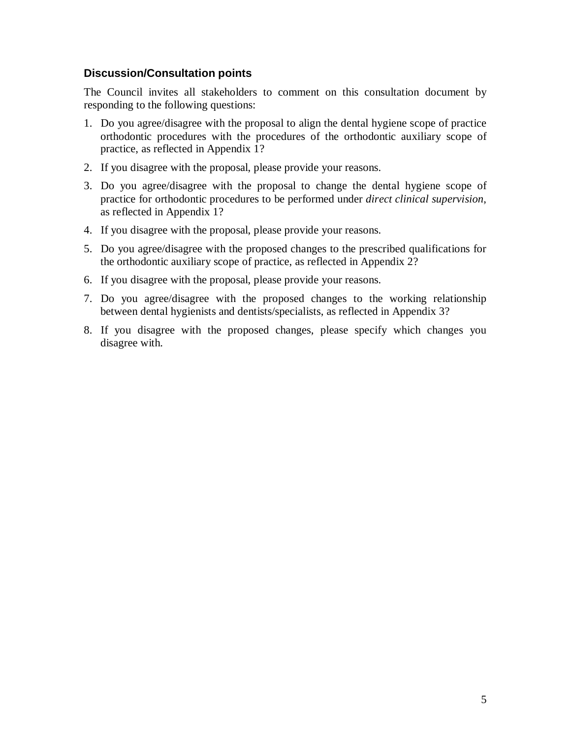## Discussion/Consultation points

The Council invites all stakeholders to comment on this consultation document by responding to the following questions:

1. Do you agree/disagree with the proposal to align the dental hygiene scope of practice orthodontic procedures with the procedures of the orthodontic auxiliary scope of practice, as reflected in Appendix 1?
2. If you disagree with the proposal, please provide your reasons.
3. Do you agree/disagree with the proposal to change the dental hygiene scope of practice for orthodontic procedures to be performed under *direct clinical supervision*, as reflected in Appendix 1?
4. If you disagree with the proposal, please provide your reasons.
5. Do you agree/disagree with the proposed changes to the prescribed qualifications for the orthodontic auxiliary scope of practice, as reflected in Appendix 2?
6. If you disagree with the proposal, please provide your reasons.
7. Do you agree/disagree with the proposed changes to the working relationship between dental hygienists and dentists/specialists, as reflected in Appendix 3?
8. If you disagree with the proposed changes, please specify which changes you disagree with.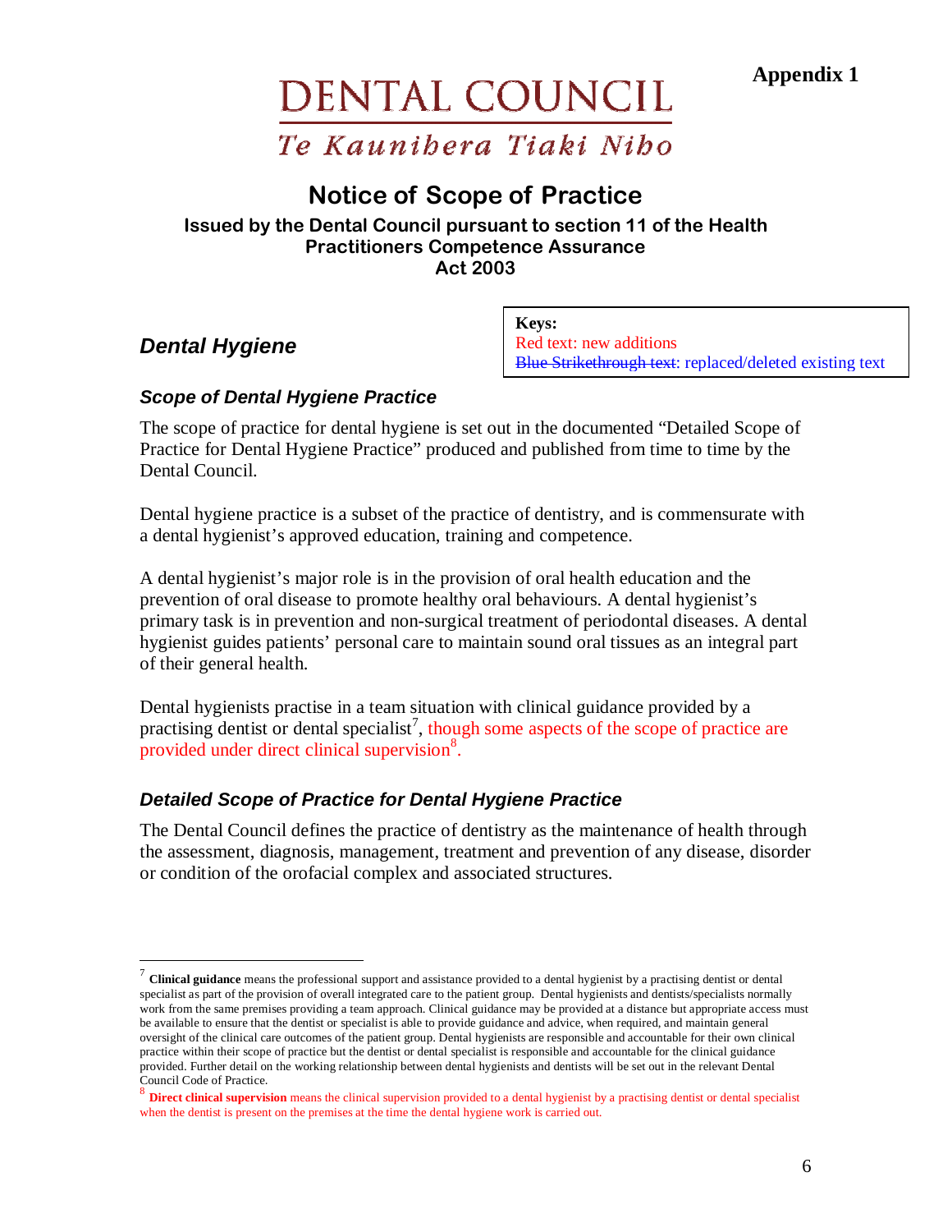**Appendix 1**

# DENTAL COUNCIL

*Te Kaunihera Tiaki Niho*

## Notice of Scope of Practice

**Issued by the Dental Council pursuant to section 11 of the Health Practitioners Competence Assurance Act 2003**

**Keys:**
Red text: new additions
~~Blue Strikethrough text~~: replaced/deleted existing text

### *Dental Hygiene*

#### *Scope of Dental Hygiene Practice*

The scope of practice for dental hygiene is set out in the documented "Detailed Scope of Practice for Dental Hygiene Practice" produced and published from time to time by the Dental Council.

Dental hygiene practice is a subset of the practice of dentistry, and is commensurate with a dental hygienist's approved education, training and competence.

A dental hygienist's major role is in the provision of oral health education and the prevention of oral disease to promote healthy oral behaviours. A dental hygienist's primary task is in prevention and non-surgical treatment of periodontal diseases. A dental hygienist guides patients' personal care to maintain sound oral tissues as an integral part of their general health.

Dental hygienists practise in a team situation with clinical guidance provided by a practising dentist or dental specialist[7], though some aspects of the scope of practice are provided under direct clinical supervision[8].

#### *Detailed Scope of Practice for Dental Hygiene Practice*

The Dental Council defines the practice of dentistry as the maintenance of health through the assessment, diagnosis, management, treatment and prevention of any disease, disorder or condition of the orofacial complex and associated structures.

---

[7] **Clinical guidance** means the professional support and assistance provided to a dental hygienist by a practising dentist or dental specialist as part of the provision of overall integrated care to the patient group. Dental hygienists and dentists/specialists normally work from the same premises providing a team approach. Clinical guidance may be provided at a distance but appropriate access must be available to ensure that the dentist or specialist is able to provide guidance and advice, when required, and maintain general oversight of the clinical care outcomes of the patient group. Dental hygienists are responsible and accountable for their own clinical practice within their scope of practice but the dentist or dental specialist is responsible and accountable for the clinical guidance provided. Further detail on the working relationship between dental hygienists and dentists will be set out in the relevant Dental Council Code of Practice.

[8] **Direct clinical supervision** means the clinical supervision provided to a dental hygienist by a practising dentist or dental specialist when the dentist is present on the premises at the time the dental hygiene work is carried out.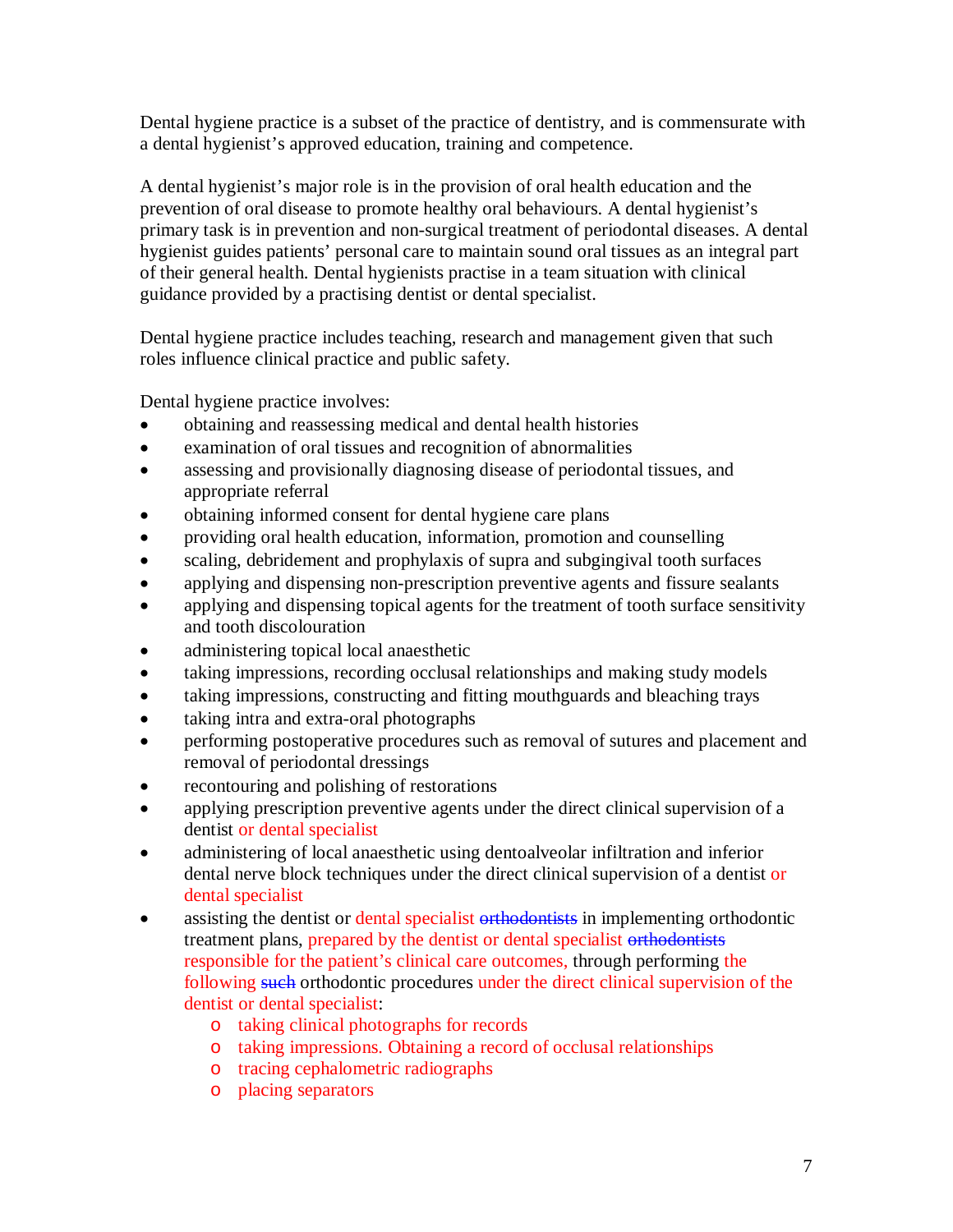Dental hygiene practice is a subset of the practice of dentistry, and is commensurate with a dental hygienist's approved education, training and competence.

A dental hygienist's major role is in the provision of oral health education and the prevention of oral disease to promote healthy oral behaviours. A dental hygienist's primary task is in prevention and non-surgical treatment of periodontal diseases. A dental hygienist guides patients' personal care to maintain sound oral tissues as an integral part of their general health. Dental hygienists practise in a team situation with clinical guidance provided by a practising dentist or dental specialist.

Dental hygiene practice includes teaching, research and management given that such roles influence clinical practice and public safety.

Dental hygiene practice involves:

- obtaining and reassessing medical and dental health histories
- examination of oral tissues and recognition of abnormalities
- assessing and provisionally diagnosing disease of periodontal tissues, and appropriate referral
- obtaining informed consent for dental hygiene care plans
- providing oral health education, information, promotion and counselling
- scaling, debridement and prophylaxis of supra and subgingival tooth surfaces
- applying and dispensing non-prescription preventive agents and fissure sealants
- applying and dispensing topical agents for the treatment of tooth surface sensitivity and tooth discolouration
- administering topical local anaesthetic
- taking impressions, recording occlusal relationships and making study models
- taking impressions, constructing and fitting mouthguards and bleaching trays
- taking intra and extra-oral photographs
- performing postoperative procedures such as removal of sutures and placement and removal of periodontal dressings
- recontouring and polishing of restorations
- applying prescription preventive agents under the direct clinical supervision of a dentist or dental specialist
- administering of local anaesthetic using dentoalveolar infiltration and inferior dental nerve block techniques under the direct clinical supervision of a dentist or dental specialist
- assisting the dentist or dental specialist ~~orthodontists~~ in implementing orthodontic treatment plans, prepared by the dentist or dental specialist ~~orthodontists~~ responsible for the patient's clinical care outcomes, through performing the following ~~such~~ orthodontic procedures under the direct clinical supervision of the dentist or dental specialist:
    - taking clinical photographs for records
    - taking impressions. Obtaining a record of occlusal relationships
    - tracing cephalometric radiographs
    - placing separators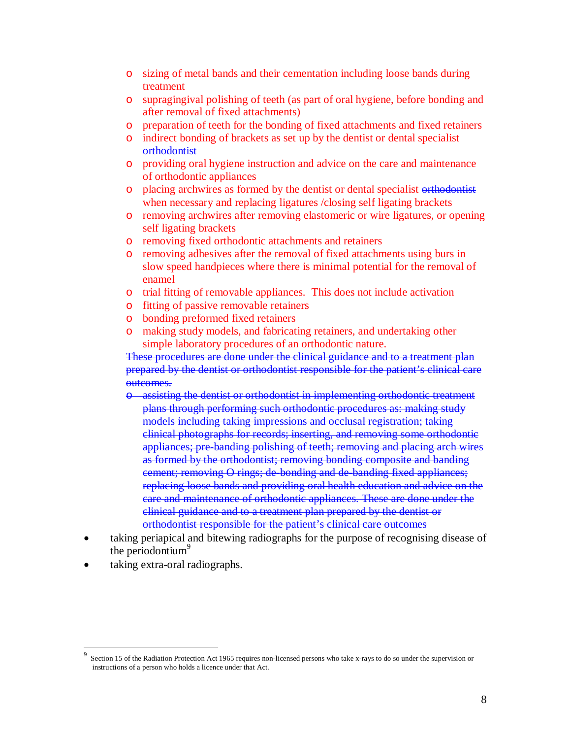- sizing of metal bands and their cementation including loose bands during treatment
  - supragingival polishing of teeth (as part of oral hygiene, before bonding and after removal of fixed attachments)
  - preparation of teeth for the bonding of fixed attachments and fixed retainers
  - indirect bonding of brackets as set up by the dentist or dental specialist ~~orthodontist~~
  - providing oral hygiene instruction and advice on the care and maintenance of orthodontic appliances
  - placing archwires as formed by the dentist or dental specialist ~~orthodontist~~ when necessary and replacing ligatures /closing self ligating brackets
  - removing archwires after removing elastomeric or wire ligatures, or opening self ligating brackets
  - removing fixed orthodontic attachments and retainers
  - removing adhesives after the removal of fixed attachments using burs in slow speed handpieces where there is minimal potential for the removal of enamel
  - trial fitting of removable appliances. This does not include activation
  - fitting of passive removable retainers
  - bonding preformed fixed retainers
  - making study models, and fabricating retainers, and undertaking other simple laboratory procedures of an orthodontic nature.

  ~~These procedures are done under the clinical guidance and to a treatment plan prepared by the dentist or orthodontist responsible for the patient's clinical care outcomes.~~

  - ~~assisting the dentist or orthodontist in implementing orthodontic treatment plans through performing such orthodontic procedures as: making study models including taking impressions and occlusal registration; taking clinical photographs for records; inserting, and removing some orthodontic appliances; pre-banding polishing of teeth; removing and placing arch wires as formed by the orthodontist; removing bonding composite and banding cement; removing O rings; de-bonding and de-banding fixed appliances; replacing loose bands and providing oral health education and advice on the care and maintenance of orthodontic appliances. These are done under the clinical guidance and to a treatment plan prepared by the dentist or orthodontist responsible for the patient's clinical care outcomes~~

- taking periapical and bitewing radiographs for the purpose of recognising disease of the periodontium[9]
- taking extra-oral radiographs.

---

[9] Section 15 of the Radiation Protection Act 1965 requires non-licensed persons who take x-rays to do so under the supervision or instructions of a person who holds a licence under that Act.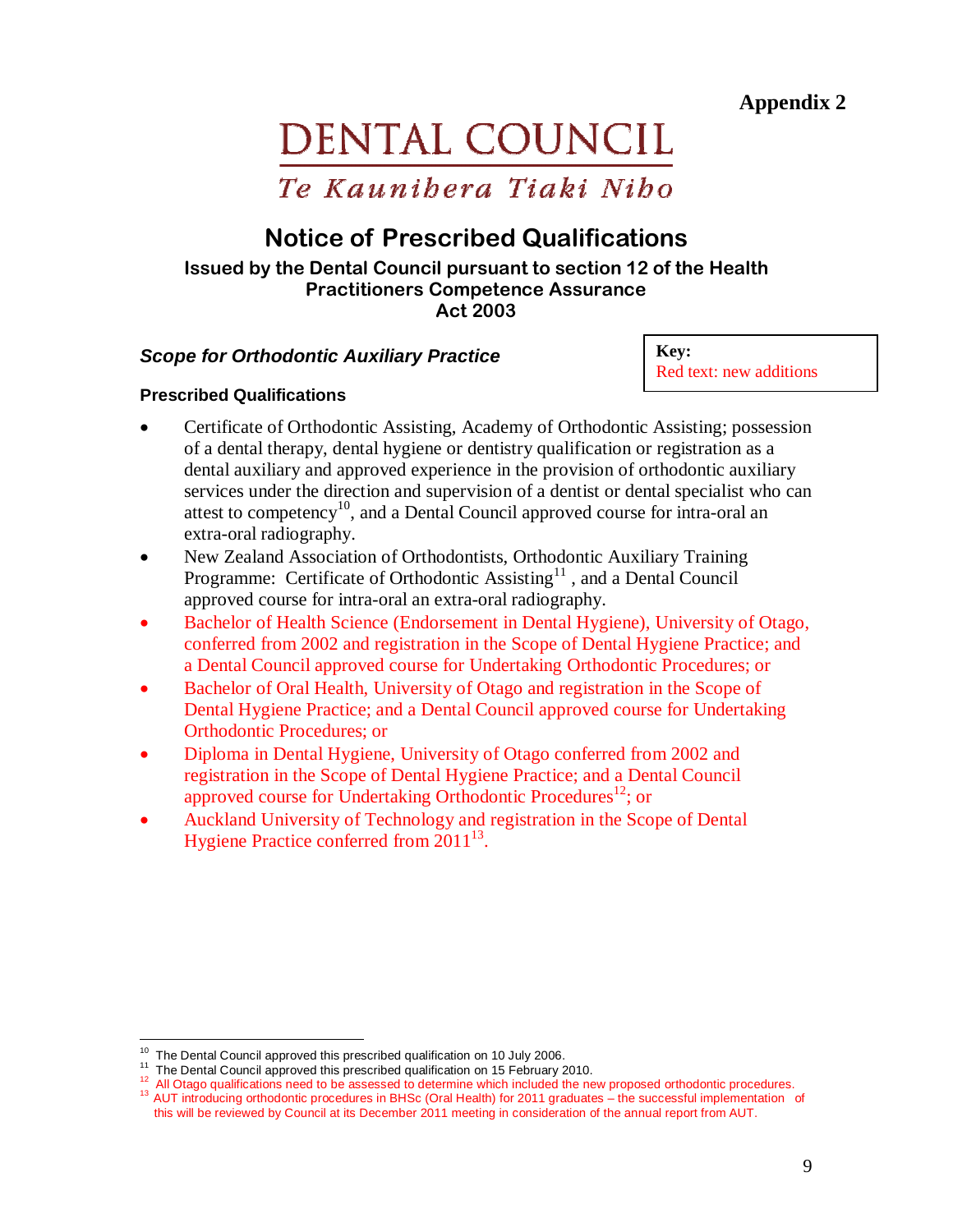**Appendix 2**

# DENTAL COUNCIL

*Te Kaunihera Tiaki Niho*

## Notice of Prescribed Qualifications

**Issued by the Dental Council pursuant to section 12 of the Health Practitioners Competence Assurance Act 2003**

### *Scope for Orthodontic Auxiliary Practice*

**Key:**
Red text: new additions

#### Prescribed Qualifications

- Certificate of Orthodontic Assisting, Academy of Orthodontic Assisting; possession of a dental therapy, dental hygiene or dentistry qualification or registration as a dental auxiliary and approved experience in the provision of orthodontic auxiliary services under the direction and supervision of a dentist or dental specialist who can attest to competency[10], and a Dental Council approved course for intra-oral an extra-oral radiography.
- New Zealand Association of Orthodontists, Orthodontic Auxiliary Training Programme: Certificate of Orthodontic Assisting[11] , and a Dental Council approved course for intra-oral an extra-oral radiography.
- Bachelor of Health Science (Endorsement in Dental Hygiene), University of Otago, conferred from 2002 and registration in the Scope of Dental Hygiene Practice; and a Dental Council approved course for Undertaking Orthodontic Procedures; or
- Bachelor of Oral Health, University of Otago and registration in the Scope of Dental Hygiene Practice; and a Dental Council approved course for Undertaking Orthodontic Procedures; or
- Diploma in Dental Hygiene, University of Otago conferred from 2002 and registration in the Scope of Dental Hygiene Practice; and a Dental Council approved course for Undertaking Orthodontic Procedures[12]; or
- Auckland University of Technology and registration in the Scope of Dental Hygiene Practice conferred from 2011[13].

---

[10] The Dental Council approved this prescribed qualification on 10 July 2006.
[11] The Dental Council approved this prescribed qualification on 15 February 2010.
[12] All Otago qualifications need to be assessed to determine which included the new proposed orthodontic procedures.
[13] AUT introducing orthodontic procedures in BHSc (Oral Health) for 2011 graduates – the successful implementation of this will be reviewed by Council at its December 2011 meeting in consideration of the annual report from AUT.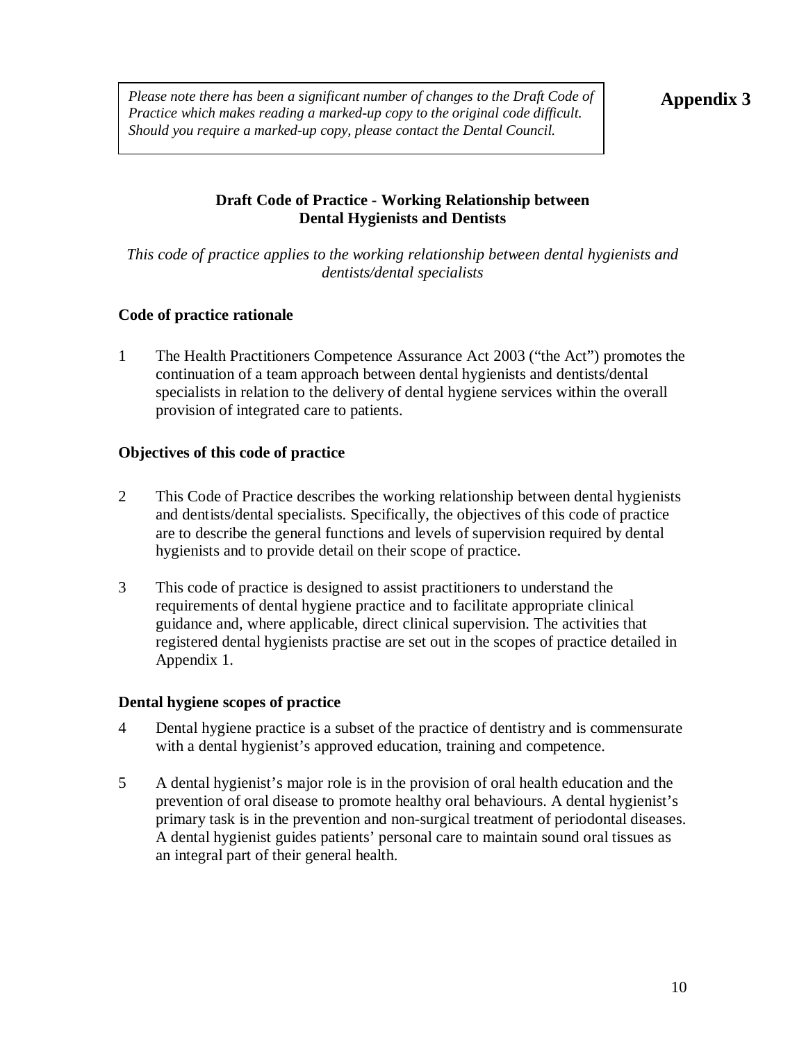*Please note there has been a significant number of changes to the Draft Code of Practice which makes reading a marked-up copy to the original code difficult. Should you require a marked-up copy, please contact the Dental Council.*

**Appendix 3**

## Draft Code of Practice - Working Relationship between Dental Hygienists and Dentists

*This code of practice applies to the working relationship between dental hygienists and dentists/dental specialists*

### Code of practice rationale

1 The Health Practitioners Competence Assurance Act 2003 ("the Act") promotes the continuation of a team approach between dental hygienists and dentists/dental specialists in relation to the delivery of dental hygiene services within the overall provision of integrated care to patients.

### Objectives of this code of practice

2 This Code of Practice describes the working relationship between dental hygienists and dentists/dental specialists. Specifically, the objectives of this code of practice are to describe the general functions and levels of supervision required by dental hygienists and to provide detail on their scope of practice.

3 This code of practice is designed to assist practitioners to understand the requirements of dental hygiene practice and to facilitate appropriate clinical guidance and, where applicable, direct clinical supervision. The activities that registered dental hygienists practise are set out in the scopes of practice detailed in Appendix 1.

### Dental hygiene scopes of practice

4 Dental hygiene practice is a subset of the practice of dentistry and is commensurate with a dental hygienist's approved education, training and competence.

5 A dental hygienist's major role is in the provision of oral health education and the prevention of oral disease to promote healthy oral behaviours. A dental hygienist's primary task is in the prevention and non-surgical treatment of periodontal diseases. A dental hygienist guides patients' personal care to maintain sound oral tissues as an integral part of their general health.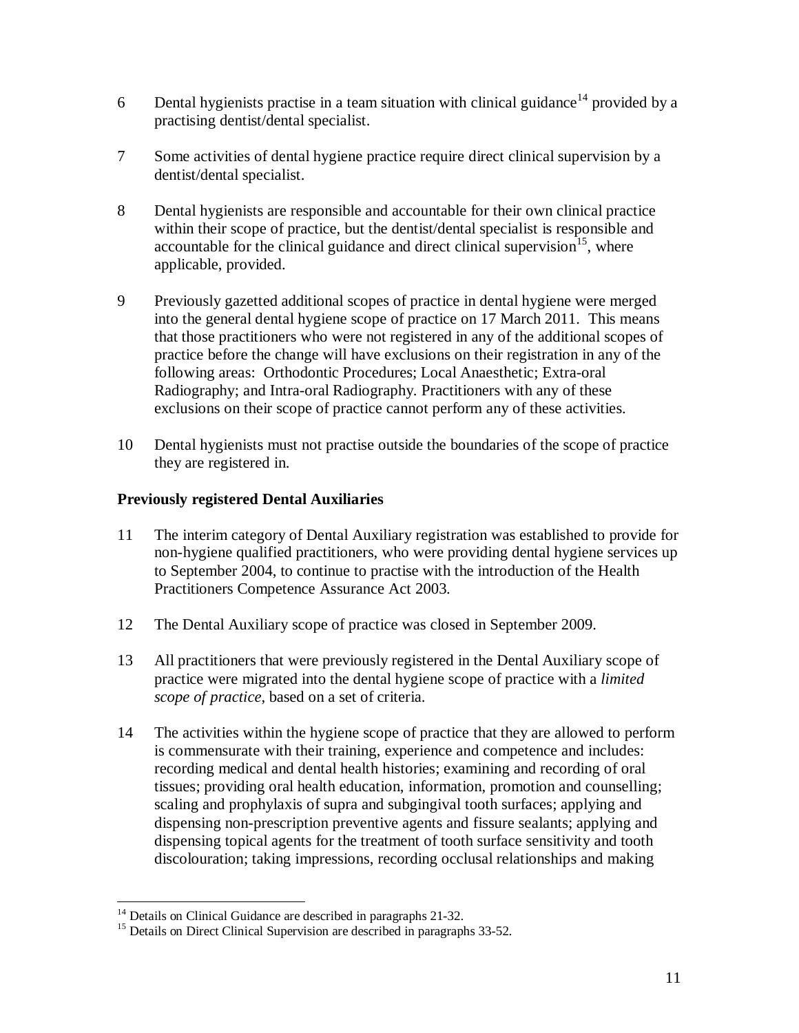6 Dental hygienists practise in a team situation with clinical guidance[14] provided by a practising dentist/dental specialist.

7 Some activities of dental hygiene practice require direct clinical supervision by a dentist/dental specialist.

8 Dental hygienists are responsible and accountable for their own clinical practice within their scope of practice, but the dentist/dental specialist is responsible and accountable for the clinical guidance and direct clinical supervision[15], where applicable, provided.

9 Previously gazetted additional scopes of practice in dental hygiene were merged into the general dental hygiene scope of practice on 17 March 2011. This means that those practitioners who were not registered in any of the additional scopes of practice before the change will have exclusions on their registration in any of the following areas: Orthodontic Procedures; Local Anaesthetic; Extra-oral Radiography; and Intra-oral Radiography. Practitioners with any of these exclusions on their scope of practice cannot perform any of these activities.

10 Dental hygienists must not practise outside the boundaries of the scope of practice they are registered in.

**Previously registered Dental Auxiliaries**

11 The interim category of Dental Auxiliary registration was established to provide for non-hygiene qualified practitioners, who were providing dental hygiene services up to September 2004, to continue to practise with the introduction of the Health Practitioners Competence Assurance Act 2003.

12 The Dental Auxiliary scope of practice was closed in September 2009.

13 All practitioners that were previously registered in the Dental Auxiliary scope of practice were migrated into the dental hygiene scope of practice with a *limited scope of practice*, based on a set of criteria.

14 The activities within the hygiene scope of practice that they are allowed to perform is commensurate with their training, experience and competence and includes: recording medical and dental health histories; examining and recording of oral tissues; providing oral health education, information, promotion and counselling; scaling and prophylaxis of supra and subgingival tooth surfaces; applying and dispensing non-prescription preventive agents and fissure sealants; applying and dispensing topical agents for the treatment of tooth surface sensitivity and tooth discolouration; taking impressions, recording occlusal relationships and making

---

[14] Details on Clinical Guidance are described in paragraphs 21-32.

[15] Details on Direct Clinical Supervision are described in paragraphs 33-52.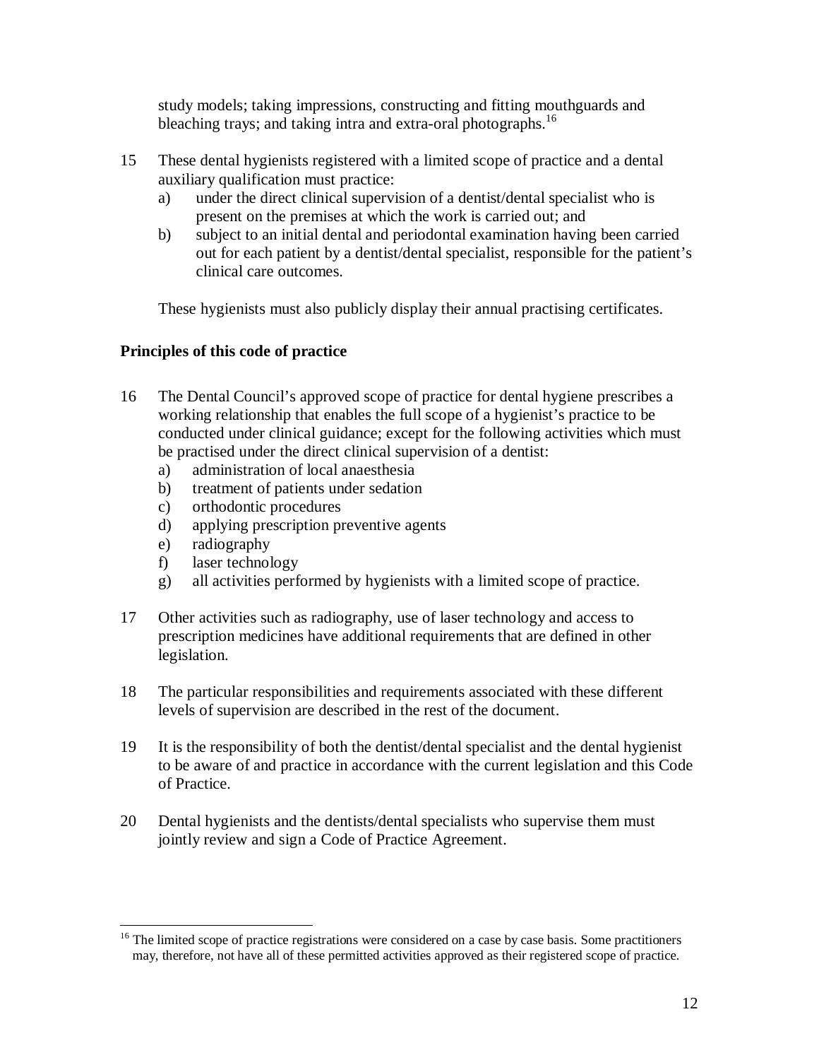study models; taking impressions, constructing and fitting mouthguards and bleaching trays; and taking intra and extra-oral photographs.[16]

15 These dental hygienists registered with a limited scope of practice and a dental auxiliary qualification must practice:
   a) under the direct clinical supervision of a dentist/dental specialist who is present on the premises at which the work is carried out; and
   b) subject to an initial dental and periodontal examination having been carried out for each patient by a dentist/dental specialist, responsible for the patient's clinical care outcomes.

   These hygienists must also publicly display their annual practising certificates.

### Principles of this code of practice

16 The Dental Council's approved scope of practice for dental hygiene prescribes a working relationship that enables the full scope of a hygienist's practice to be conducted under clinical guidance; except for the following activities which must be practised under the direct clinical supervision of a dentist:
   a) administration of local anaesthesia
   b) treatment of patients under sedation
   c) orthodontic procedures
   d) applying prescription preventive agents
   e) radiography
   f) laser technology
   g) all activities performed by hygienists with a limited scope of practice.

17 Other activities such as radiography, use of laser technology and access to prescription medicines have additional requirements that are defined in other legislation.

18 The particular responsibilities and requirements associated with these different levels of supervision are described in the rest of the document.

19 It is the responsibility of both the dentist/dental specialist and the dental hygienist to be aware of and practice in accordance with the current legislation and this Code of Practice.

20 Dental hygienists and the dentists/dental specialists who supervise them must jointly review and sign a Code of Practice Agreement.

---

[16] The limited scope of practice registrations were considered on a case by case basis. Some practitioners may, therefore, not have all of these permitted activities approved as their registered scope of practice.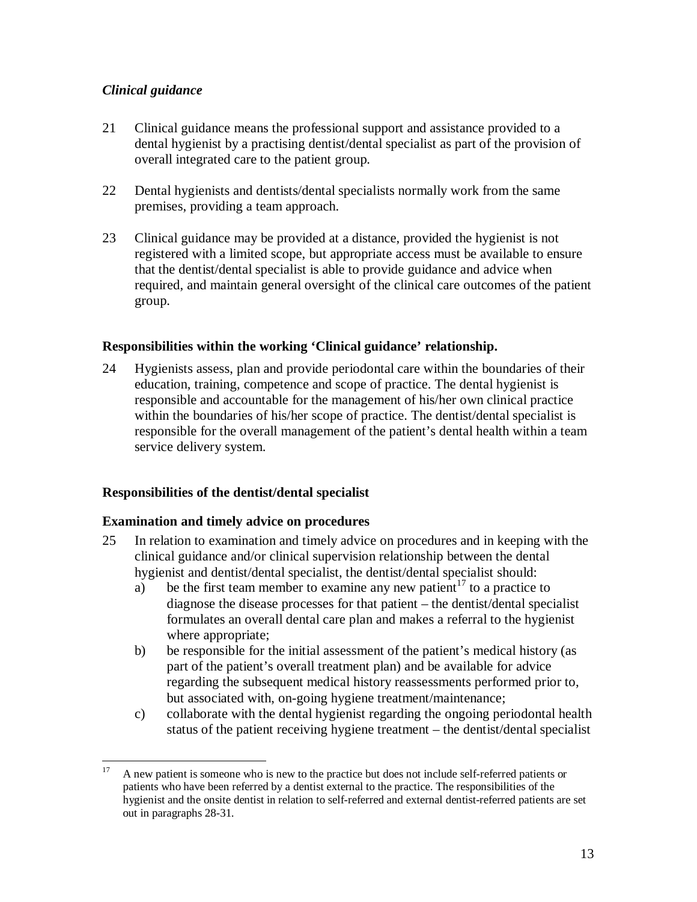*Clinical guidance*

21 Clinical guidance means the professional support and assistance provided to a dental hygienist by a practising dentist/dental specialist as part of the provision of overall integrated care to the patient group.

22 Dental hygienists and dentists/dental specialists normally work from the same premises, providing a team approach.

23 Clinical guidance may be provided at a distance, provided the hygienist is not registered with a limited scope, but appropriate access must be available to ensure that the dentist/dental specialist is able to provide guidance and advice when required, and maintain general oversight of the clinical care outcomes of the patient group.

**Responsibilities within the working 'Clinical guidance' relationship.**

24 Hygienists assess, plan and provide periodontal care within the boundaries of their education, training, competence and scope of practice. The dental hygienist is responsible and accountable for the management of his/her own clinical practice within the boundaries of his/her scope of practice. The dentist/dental specialist is responsible for the overall management of the patient's dental health within a team service delivery system.

**Responsibilities of the dentist/dental specialist**

**Examination and timely advice on procedures**

25 In relation to examination and timely advice on procedures and in keeping with the clinical guidance and/or clinical supervision relationship between the dental hygienist and dentist/dental specialist, the dentist/dental specialist should:

a) be the first team member to examine any new patient[17] to a practice to diagnose the disease processes for that patient – the dentist/dental specialist formulates an overall dental care plan and makes a referral to the hygienist where appropriate;

b) be responsible for the initial assessment of the patient's medical history (as part of the patient's overall treatment plan) and be available for advice regarding the subsequent medical history reassessments performed prior to, but associated with, on-going hygiene treatment/maintenance;

c) collaborate with the dental hygienist regarding the ongoing periodontal health status of the patient receiving hygiene treatment – the dentist/dental specialist

[17] A new patient is someone who is new to the practice but does not include self-referred patients or patients who have been referred by a dentist external to the practice. The responsibilities of the hygienist and the onsite dentist in relation to self-referred and external dentist-referred patients are set out in paragraphs 28-31.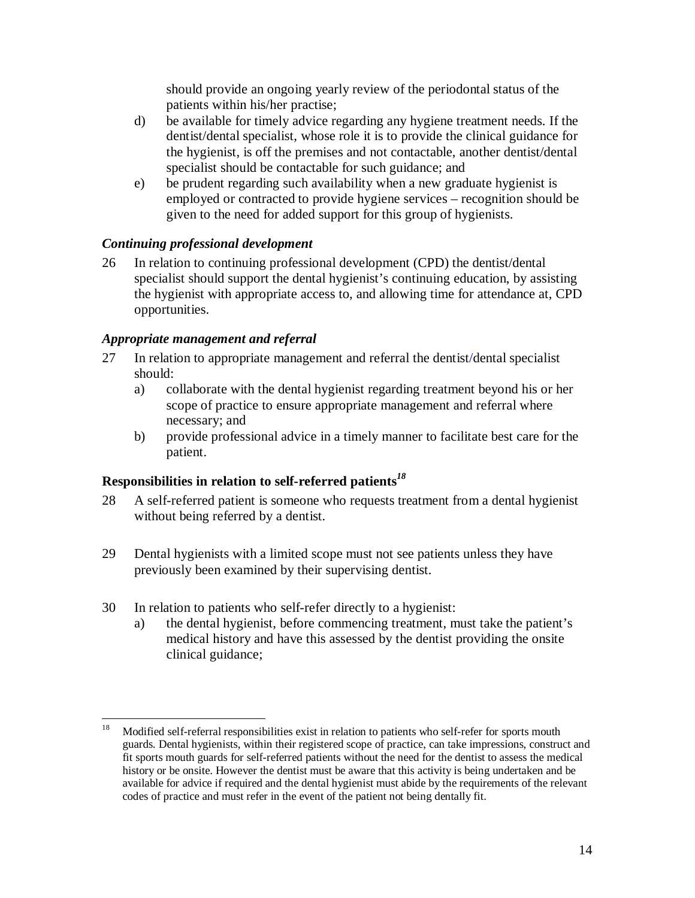should provide an ongoing yearly review of the periodontal status of the patients within his/her practise;

d) be available for timely advice regarding any hygiene treatment needs. If the dentist/dental specialist, whose role it is to provide the clinical guidance for the hygienist, is off the premises and not contactable, another dentist/dental specialist should be contactable for such guidance; and

e) be prudent regarding such availability when a new graduate hygienist is employed or contracted to provide hygiene services – recognition should be given to the need for added support for this group of hygienists.

### *Continuing professional development*

26 In relation to continuing professional development (CPD) the dentist/dental specialist should support the dental hygienist's continuing education, by assisting the hygienist with appropriate access to, and allowing time for attendance at, CPD opportunities.

### *Appropriate management and referral*

27 In relation to appropriate management and referral the dentist/dental specialist should:

a) collaborate with the dental hygienist regarding treatment beyond his or her scope of practice to ensure appropriate management and referral where necessary; and

b) provide professional advice in a timely manner to facilitate best care for the patient.

## **Responsibilities in relation to self-referred patients**[18]

28 A self-referred patient is someone who requests treatment from a dental hygienist without being referred by a dentist.

29 Dental hygienists with a limited scope must not see patients unless they have previously been examined by their supervising dentist.

30 In relation to patients who self-refer directly to a hygienist:

a) the dental hygienist, before commencing treatment, must take the patient's medical history and have this assessed by the dentist providing the onsite clinical guidance;

---

[18] Modified self-referral responsibilities exist in relation to patients who self-refer for sports mouth guards. Dental hygienists, within their registered scope of practice, can take impressions, construct and fit sports mouth guards for self-referred patients without the need for the dentist to assess the medical history or be onsite. However the dentist must be aware that this activity is being undertaken and be available for advice if required and the dental hygienist must abide by the requirements of the relevant codes of practice and must refer in the event of the patient not being dentally fit.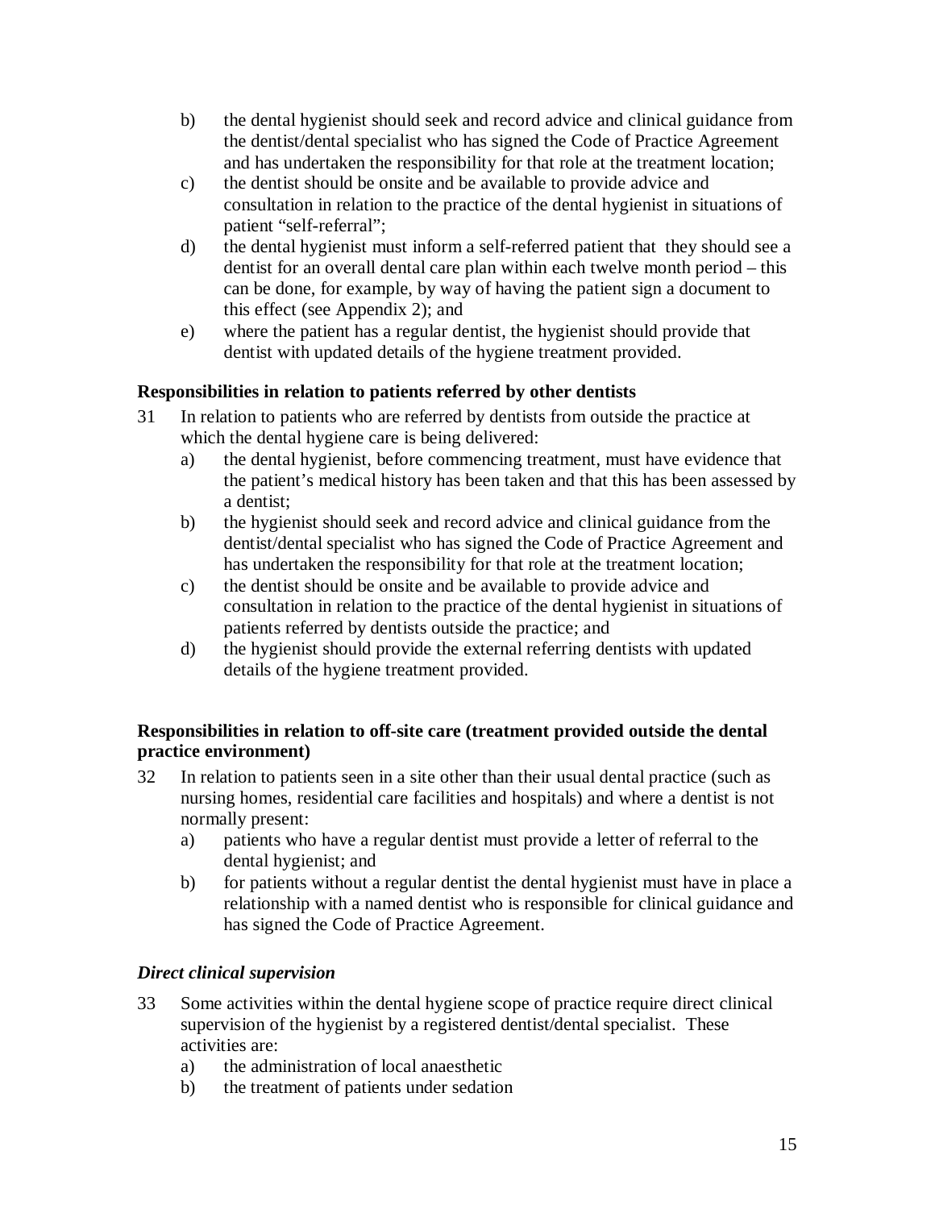b) the dental hygienist should seek and record advice and clinical guidance from the dentist/dental specialist who has signed the Code of Practice Agreement and has undertaken the responsibility for that role at the treatment location;

c) the dentist should be onsite and be available to provide advice and consultation in relation to the practice of the dental hygienist in situations of patient "self-referral";

d) the dental hygienist must inform a self-referred patient that they should see a dentist for an overall dental care plan within each twelve month period – this can be done, for example, by way of having the patient sign a document to this effect (see Appendix 2); and

e) where the patient has a regular dentist, the hygienist should provide that dentist with updated details of the hygiene treatment provided.

**Responsibilities in relation to patients referred by other dentists**

31 In relation to patients who are referred by dentists from outside the practice at which the dental hygiene care is being delivered:

a) the dental hygienist, before commencing treatment, must have evidence that the patient's medical history has been taken and that this has been assessed by a dentist;

b) the hygienist should seek and record advice and clinical guidance from the dentist/dental specialist who has signed the Code of Practice Agreement and has undertaken the responsibility for that role at the treatment location;

c) the dentist should be onsite and be available to provide advice and consultation in relation to the practice of the dental hygienist in situations of patients referred by dentists outside the practice; and

d) the hygienist should provide the external referring dentists with updated details of the hygiene treatment provided.

**Responsibilities in relation to off-site care (treatment provided outside the dental practice environment)**

32 In relation to patients seen in a site other than their usual dental practice (such as nursing homes, residential care facilities and hospitals) and where a dentist is not normally present:

a) patients who have a regular dentist must provide a letter of referral to the dental hygienist; and

b) for patients without a regular dentist the dental hygienist must have in place a relationship with a named dentist who is responsible for clinical guidance and has signed the Code of Practice Agreement.

***Direct clinical supervision***

33 Some activities within the dental hygiene scope of practice require direct clinical supervision of the hygienist by a registered dentist/dental specialist. These activities are:

a) the administration of local anaesthetic

b) the treatment of patients under sedation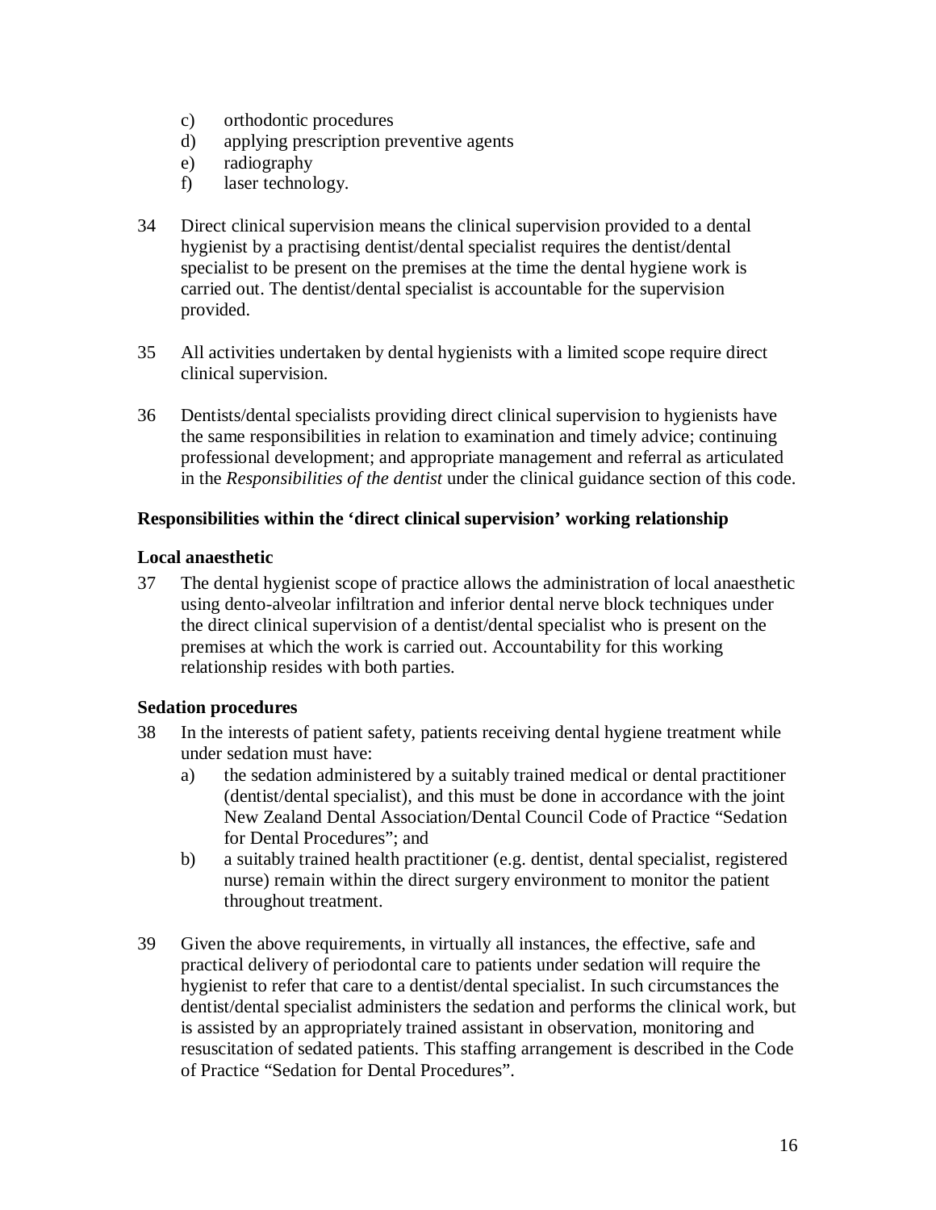c) orthodontic procedures
d) applying prescription preventive agents
e) radiography
f) laser technology.

34 Direct clinical supervision means the clinical supervision provided to a dental hygienist by a practising dentist/dental specialist requires the dentist/dental specialist to be present on the premises at the time the dental hygiene work is carried out. The dentist/dental specialist is accountable for the supervision provided.

35 All activities undertaken by dental hygienists with a limited scope require direct clinical supervision.

36 Dentists/dental specialists providing direct clinical supervision to hygienists have the same responsibilities in relation to examination and timely advice; continuing professional development; and appropriate management and referral as articulated in the *Responsibilities of the dentist* under the clinical guidance section of this code.

**Responsibilities within the 'direct clinical supervision' working relationship**

**Local anaesthetic**

37 The dental hygienist scope of practice allows the administration of local anaesthetic using dento-alveolar infiltration and inferior dental nerve block techniques under the direct clinical supervision of a dentist/dental specialist who is present on the premises at which the work is carried out. Accountability for this working relationship resides with both parties.

**Sedation procedures**

38 In the interests of patient safety, patients receiving dental hygiene treatment while under sedation must have:
   a) the sedation administered by a suitably trained medical or dental practitioner (dentist/dental specialist), and this must be done in accordance with the joint New Zealand Dental Association/Dental Council Code of Practice "Sedation for Dental Procedures"; and
   b) a suitably trained health practitioner (e.g. dentist, dental specialist, registered nurse) remain within the direct surgery environment to monitor the patient throughout treatment.

39 Given the above requirements, in virtually all instances, the effective, safe and practical delivery of periodontal care to patients under sedation will require the hygienist to refer that care to a dentist/dental specialist. In such circumstances the dentist/dental specialist administers the sedation and performs the clinical work, but is assisted by an appropriately trained assistant in observation, monitoring and resuscitation of sedated patients. This staffing arrangement is described in the Code of Practice "Sedation for Dental Procedures".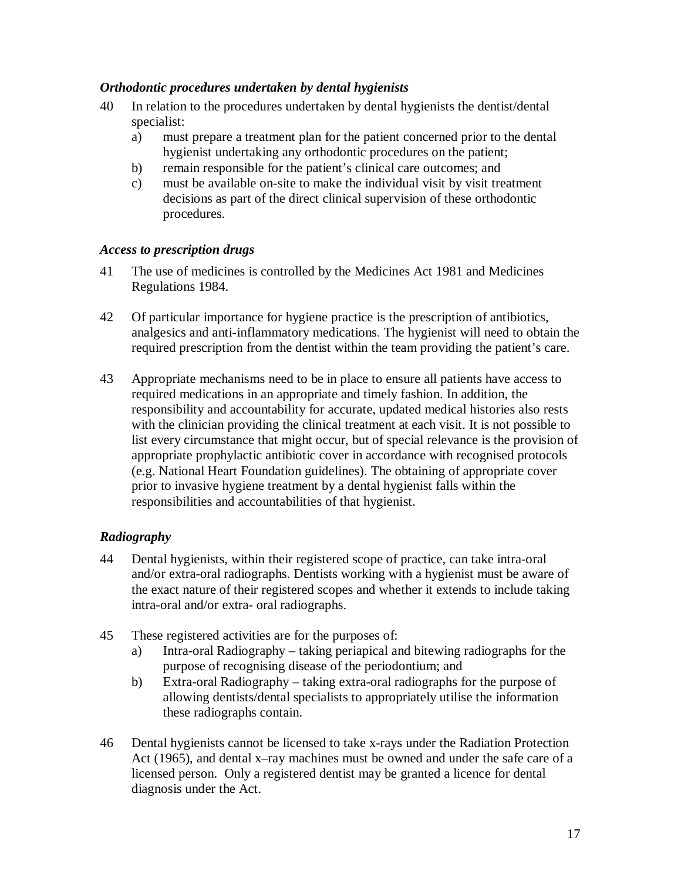### *Orthodontic procedures undertaken by dental hygienists*

40 In relation to the procedures undertaken by dental hygienists the dentist/dental specialist:
   a) must prepare a treatment plan for the patient concerned prior to the dental hygienist undertaking any orthodontic procedures on the patient;
   b) remain responsible for the patient's clinical care outcomes; and
   c) must be available on-site to make the individual visit by visit treatment decisions as part of the direct clinical supervision of these orthodontic procedures.

### *Access to prescription drugs*

41 The use of medicines is controlled by the Medicines Act 1981 and Medicines Regulations 1984.

42 Of particular importance for hygiene practice is the prescription of antibiotics, analgesics and anti-inflammatory medications. The hygienist will need to obtain the required prescription from the dentist within the team providing the patient's care.

43 Appropriate mechanisms need to be in place to ensure all patients have access to required medications in an appropriate and timely fashion. In addition, the responsibility and accountability for accurate, updated medical histories also rests with the clinician providing the clinical treatment at each visit. It is not possible to list every circumstance that might occur, but of special relevance is the provision of appropriate prophylactic antibiotic cover in accordance with recognised protocols (e.g. National Heart Foundation guidelines). The obtaining of appropriate cover prior to invasive hygiene treatment by a dental hygienist falls within the responsibilities and accountabilities of that hygienist.

### *Radiography*

44 Dental hygienists, within their registered scope of practice, can take intra-oral and/or extra-oral radiographs. Dentists working with a hygienist must be aware of the exact nature of their registered scopes and whether it extends to include taking intra-oral and/or extra- oral radiographs.

45 These registered activities are for the purposes of:
   a) Intra-oral Radiography – taking periapical and bitewing radiographs for the purpose of recognising disease of the periodontium; and
   b) Extra-oral Radiography – taking extra-oral radiographs for the purpose of allowing dentists/dental specialists to appropriately utilise the information these radiographs contain.

46 Dental hygienists cannot be licensed to take x-rays under the Radiation Protection Act (1965), and dental x–ray machines must be owned and under the safe care of a licensed person. Only a registered dentist may be granted a licence for dental diagnosis under the Act.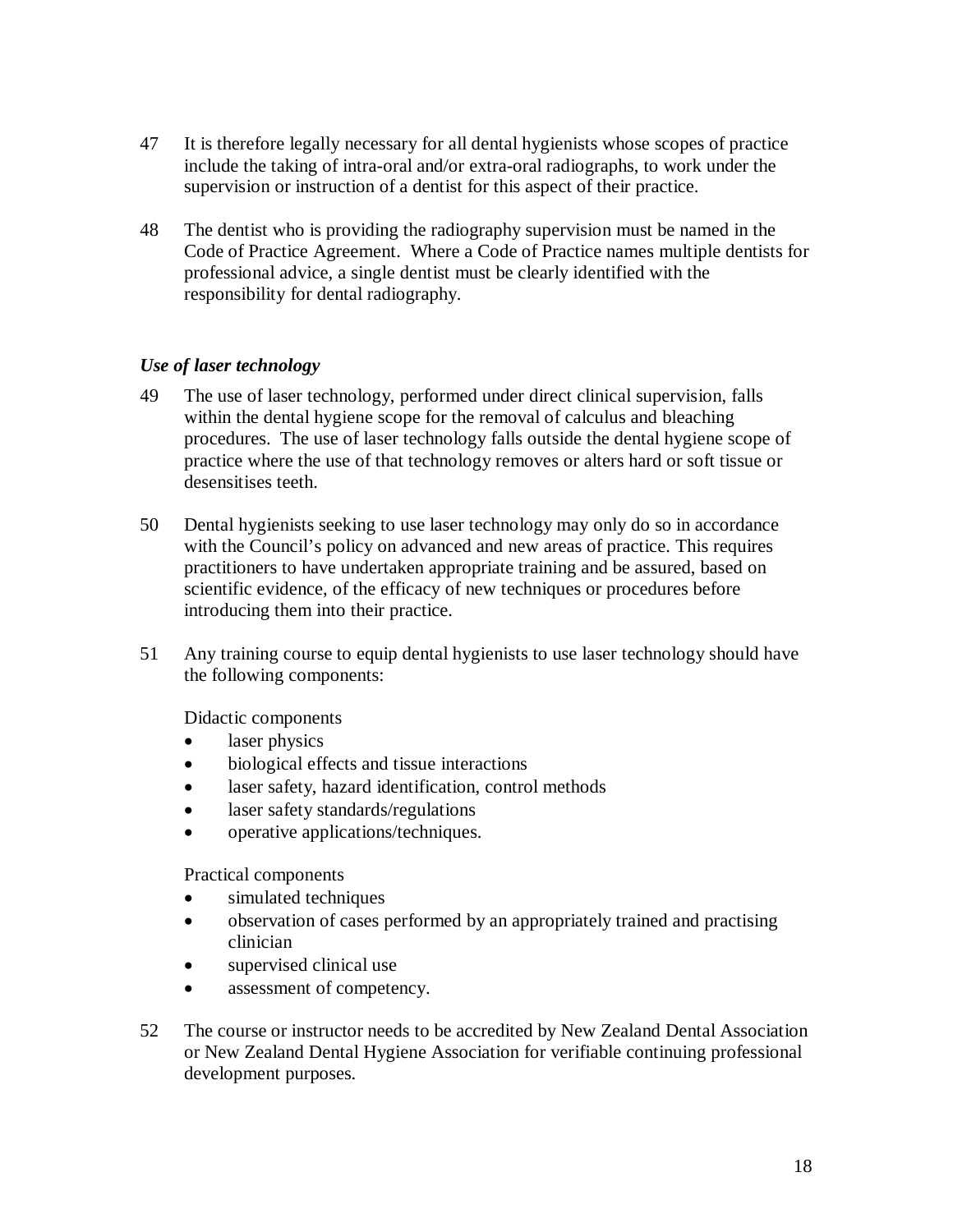47 It is therefore legally necessary for all dental hygienists whose scopes of practice include the taking of intra-oral and/or extra-oral radiographs, to work under the supervision or instruction of a dentist for this aspect of their practice.

48 The dentist who is providing the radiography supervision must be named in the Code of Practice Agreement. Where a Code of Practice names multiple dentists for professional advice, a single dentist must be clearly identified with the responsibility for dental radiography.

*Use of laser technology*

49 The use of laser technology, performed under direct clinical supervision, falls within the dental hygiene scope for the removal of calculus and bleaching procedures. The use of laser technology falls outside the dental hygiene scope of practice where the use of that technology removes or alters hard or soft tissue or desensitises teeth.

50 Dental hygienists seeking to use laser technology may only do so in accordance with the Council's policy on advanced and new areas of practice. This requires practitioners to have undertaken appropriate training and be assured, based on scientific evidence, of the efficacy of new techniques or procedures before introducing them into their practice.

51 Any training course to equip dental hygienists to use laser technology should have the following components:

Didactic components

- laser physics
- biological effects and tissue interactions
- laser safety, hazard identification, control methods
- laser safety standards/regulations
- operative applications/techniques.

Practical components

- simulated techniques
- observation of cases performed by an appropriately trained and practising clinician
- supervised clinical use
- assessment of competency.

52 The course or instructor needs to be accredited by New Zealand Dental Association or New Zealand Dental Hygiene Association for verifiable continuing professional development purposes.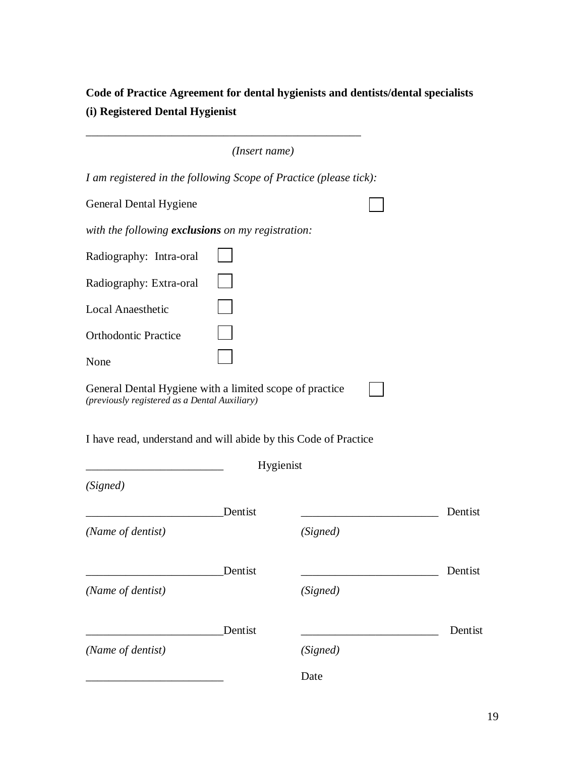**Code of Practice Agreement for dental hygienists and dentists/dental specialists**

**(i) Registered Dental Hygienist**

\_\_\_\_\_\_\_\_\_\_\_\_\_\_\_\_\_\_\_\_\_\_\_\_\_\_\_\_\_\_\_\_\_\_\_\_\_\_\_\_\_\_\_\_\_\_\_\_

*(Insert name)*

*I am registered in the following Scope of Practice (please tick):*

General Dental Hygiene ☐

*with the following **exclusions** on my registration:*

Radiography: Intra-oral ☐

Radiography: Extra-oral ☐

Local Anaesthetic ☐

Orthodontic Practice ☐

None ☐

General Dental Hygiene with a limited scope of practice ☐
*(previously registered as a Dental Auxiliary)*

I have read, understand and will abide by this Code of Practice

\_\_\_\_\_\_\_\_\_\_\_\_\_\_\_\_\_\_\_\_\_\_\_\_ Hygienist

*(Signed)*

\_\_\_\_\_\_\_\_\_\_\_\_\_\_\_\_\_\_\_\_\_\_\_\_ Dentist &nbsp;&nbsp;&nbsp;&nbsp; \_\_\_\_\_\_\_\_\_\_\_\_\_\_\_\_\_\_\_\_\_\_\_\_ Dentist

*(Name of dentist)* &nbsp;&nbsp;&nbsp;&nbsp; *(Signed)*

\_\_\_\_\_\_\_\_\_\_\_\_\_\_\_\_\_\_\_\_\_\_\_\_ Dentist &nbsp;&nbsp;&nbsp;&nbsp; \_\_\_\_\_\_\_\_\_\_\_\_\_\_\_\_\_\_\_\_\_\_\_\_ Dentist

*(Name of dentist)* &nbsp;&nbsp;&nbsp;&nbsp; *(Signed)*

\_\_\_\_\_\_\_\_\_\_\_\_\_\_\_\_\_\_\_\_\_\_\_\_ Dentist &nbsp;&nbsp;&nbsp;&nbsp; \_\_\_\_\_\_\_\_\_\_\_\_\_\_\_\_\_\_\_\_\_\_\_\_ Dentist

*(Name of dentist)* &nbsp;&nbsp;&nbsp;&nbsp; *(Signed)*

\_\_\_\_\_\_\_\_\_\_\_\_\_\_\_\_\_\_\_\_\_\_\_\_ &nbsp;&nbsp;&nbsp;&nbsp; Date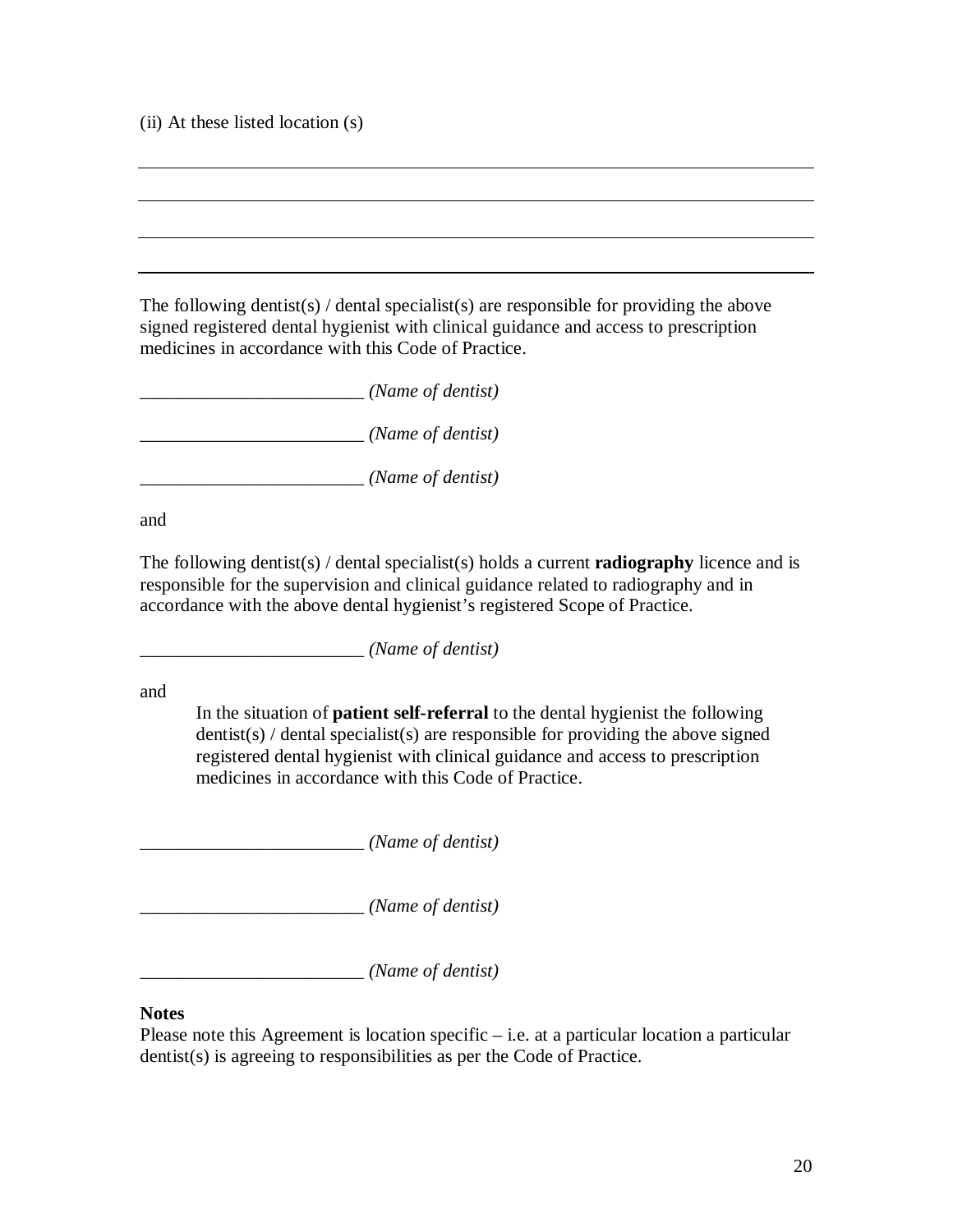(ii) At these listed location (s)

\_\_\_\_\_\_\_\_\_\_\_\_\_\_\_\_\_\_\_\_\_\_\_\_\_\_\_\_\_\_\_\_\_\_\_\_\_\_\_\_\_\_\_\_\_\_\_\_\_\_\_\_\_\_\_\_\_\_\_\_

\_\_\_\_\_\_\_\_\_\_\_\_\_\_\_\_\_\_\_\_\_\_\_\_\_\_\_\_\_\_\_\_\_\_\_\_\_\_\_\_\_\_\_\_\_\_\_\_\_\_\_\_\_\_\_\_\_\_\_\_

\_\_\_\_\_\_\_\_\_\_\_\_\_\_\_\_\_\_\_\_\_\_\_\_\_\_\_\_\_\_\_\_\_\_\_\_\_\_\_\_\_\_\_\_\_\_\_\_\_\_\_\_\_\_\_\_\_\_\_\_

\_\_\_\_\_\_\_\_\_\_\_\_\_\_\_\_\_\_\_\_\_\_\_\_\_\_\_\_\_\_\_\_\_\_\_\_\_\_\_\_\_\_\_\_\_\_\_\_\_\_\_\_\_\_\_\_\_\_\_\_

The following dentist(s) / dental specialist(s) are responsible for providing the above signed registered dental hygienist with clinical guidance and access to prescription medicines in accordance with this Code of Practice.

\_\_\_\_\_\_\_\_\_\_\_\_\_\_\_\_\_\_\_\_\_\_\_\_ *(Name of dentist)*

\_\_\_\_\_\_\_\_\_\_\_\_\_\_\_\_\_\_\_\_\_\_\_\_ *(Name of dentist)*

\_\_\_\_\_\_\_\_\_\_\_\_\_\_\_\_\_\_\_\_\_\_\_\_ *(Name of dentist)*

and

The following dentist(s) / dental specialist(s) holds a current **radiography** licence and is responsible for the supervision and clinical guidance related to radiography and in accordance with the above dental hygienist's registered Scope of Practice.

\_\_\_\_\_\_\_\_\_\_\_\_\_\_\_\_\_\_\_\_\_\_\_\_ *(Name of dentist)*

and

> In the situation of **patient self-referral** to the dental hygienist the following dentist(s) / dental specialist(s) are responsible for providing the above signed registered dental hygienist with clinical guidance and access to prescription medicines in accordance with this Code of Practice.

\_\_\_\_\_\_\_\_\_\_\_\_\_\_\_\_\_\_\_\_\_\_\_\_ *(Name of dentist)*

\_\_\_\_\_\_\_\_\_\_\_\_\_\_\_\_\_\_\_\_\_\_\_\_ *(Name of dentist)*

\_\_\_\_\_\_\_\_\_\_\_\_\_\_\_\_\_\_\_\_\_\_\_\_ *(Name of dentist)*

**Notes**

Please note this Agreement is location specific – i.e. at a particular location a particular dentist(s) is agreeing to responsibilities as per the Code of Practice.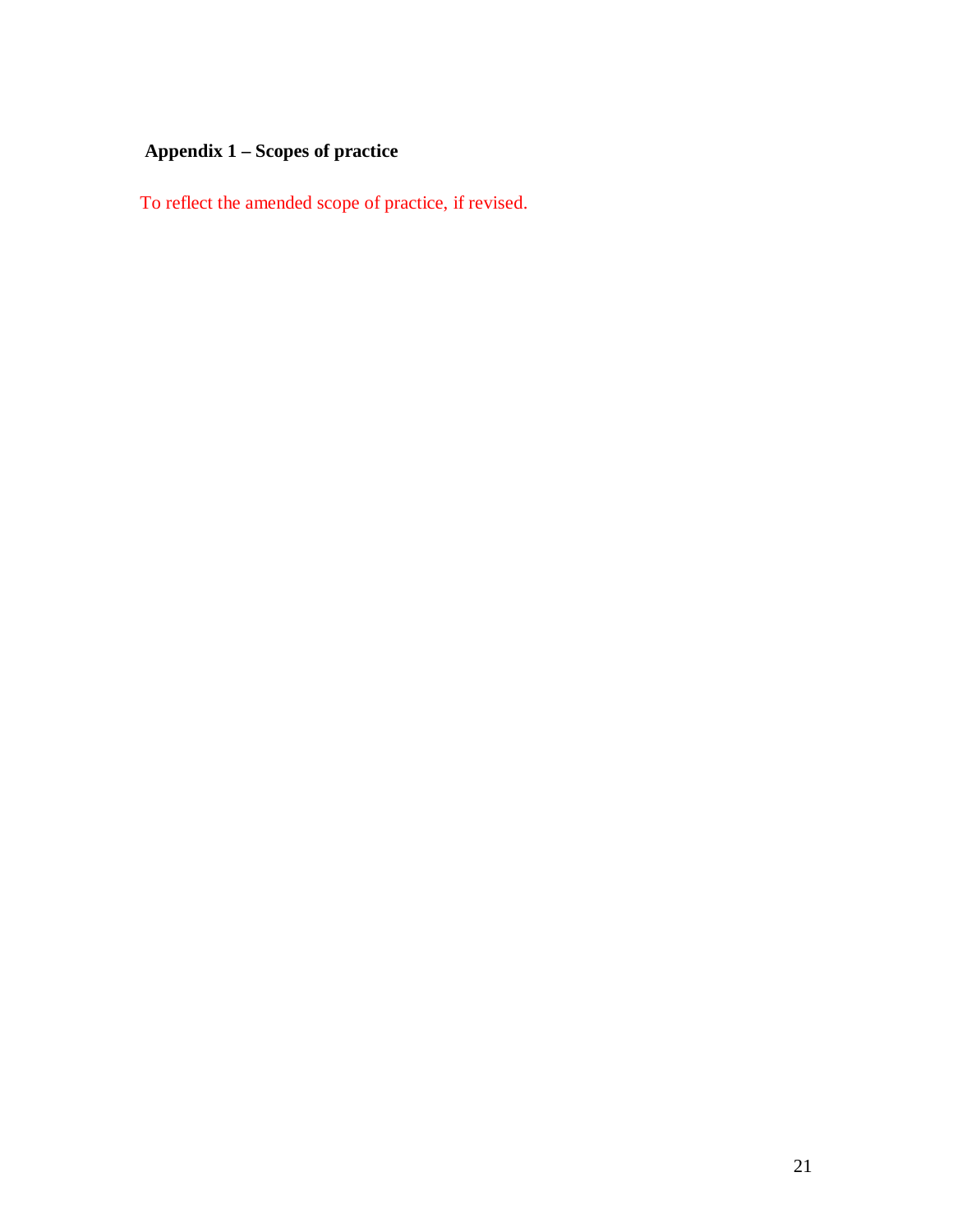**Appendix 1 – Scopes of practice**

To reflect the amended scope of practice, if revised.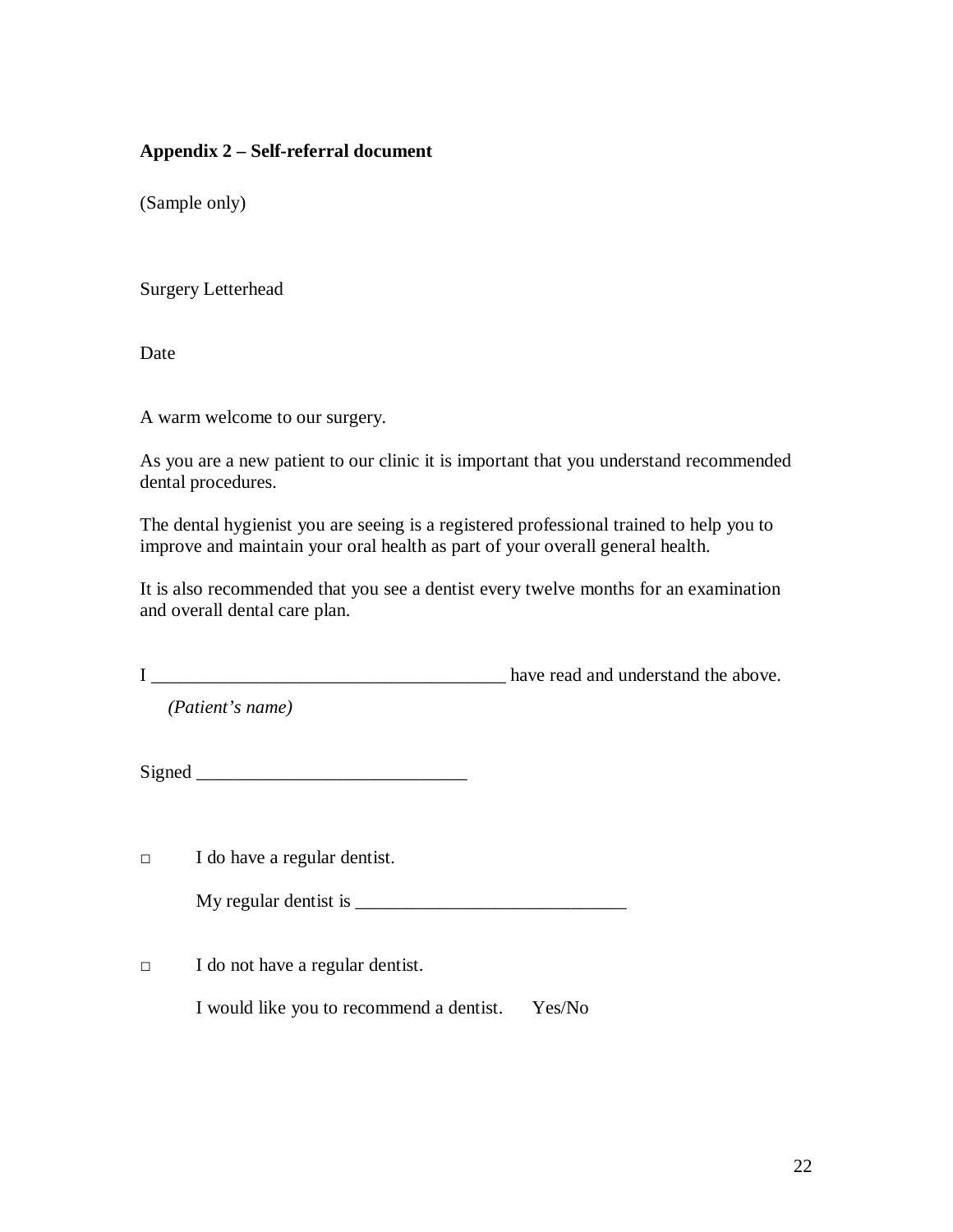**Appendix 2 – Self-referral document**

(Sample only)

Surgery Letterhead

Date

A warm welcome to our surgery.

As you are a new patient to our clinic it is important that you understand recommended dental procedures.

The dental hygienist you are seeing is a registered professional trained to help you to improve and maintain your oral health as part of your overall general health.

It is also recommended that you see a dentist every twelve months for an examination and overall dental care plan.

I ______________________________________ have read and understand the above.

*(Patient's name)*

Signed ____________________________

□ I do have a regular dentist.

My regular dentist is ____________________________

□ I do not have a regular dentist.

I would like you to recommend a dentist. Yes/No